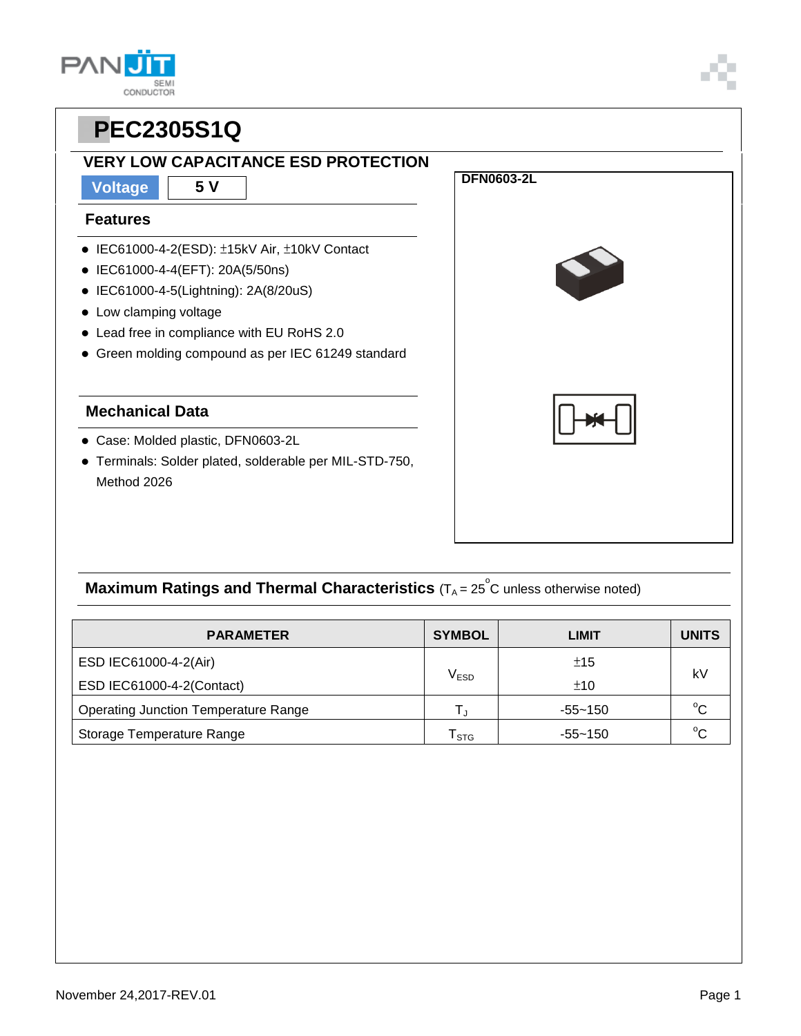# PEC2305S1Q

## VERY LOW CAPACITANCE ESD PROTECTION

| Voltage | 5 V |
|---|---|

### Features

- IEC61000-4-2(ESD): ±15kV Air, ±10kV Contact
- IEC61000-4-4(EFT): 20A(5/50ns)
- IEC61000-4-5(Lightning): 2A(8/20uS)
- Low clamping voltage
- Lead free in compliance with EU RoHS 2.0
- Green molding compound as per IEC 61249 standard

### Mechanical Data

- Case: Molded plastic, DFN0603-2L
- Terminals: Solder plated, solderable per MIL-STD-750, Method 2026

DFN0603-2L

### Maximum Ratings and Thermal Characteristics ($T_A$ = 25 °C unless otherwise noted)

| PARAMETER | SYMBOL | LIMIT | UNITS |
|---|---|---|---|
| ESD IEC61000-4-2(Air) | $V_{ESD}$ | ±15 | kV |
| ESD IEC61000-4-2(Contact) | | ±10 | |
| Operating Junction Temperature Range | $T_J$ | -55~150 | °C |
| Storage Temperature Range | $T_{STG}$ | -55~150 | °C |

November 24,2017-REV.01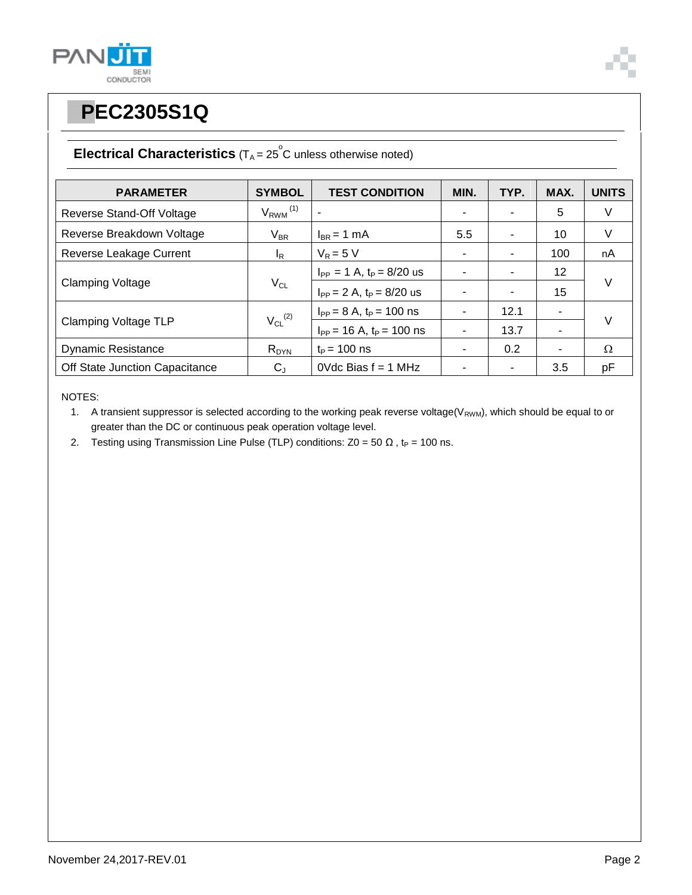# PEC2305S1Q

## Electrical Characteristics ($T_A$ = 25 °C unless otherwise noted)

| PARAMETER | SYMBOL | TEST CONDITION | MIN. | TYP. | MAX. | UNITS |
|---|---|---|---|---|---|---|
| Reverse Stand-Off Voltage | $V_{RWM}$ (1) | - | - | - | 5 | V |
| Reverse Breakdown Voltage | $V_{BR}$ | $I_{BR}$ = 1 mA | 5.5 | - | 10 | V |
| Reverse Leakage Current | $I_R$ | $V_R$ = 5 V | - | - | 100 | nA |
| Clamping Voltage | $V_{CL}$ | $I_{PP}$ = 1 A, $t_P$ = 8/20 us | - | - | 12 | V |
| | | $I_{PP}$ = 2 A, $t_P$ = 8/20 us | - | - | 15 | |
| Clamping Voltage TLP | $V_{CL}$ (2) | $I_{PP}$ = 8 A, $t_P$ = 100 ns | - | 12.1 | - | V |
| | | $I_{PP}$ = 16 A, $t_P$ = 100 ns | - | 13.7 | - | |
| Dynamic Resistance | $R_{DYN}$ | $t_P$ = 100 ns | - | 0.2 | - | Ω |
| Off State Junction Capacitance | $C_J$ | 0Vdc Bias f = 1 MHz | - | - | 3.5 | pF |

NOTES:

1. A transient suppressor is selected according to the working peak reverse voltage($V_{RWM}$), which should be equal to or greater than the DC or continuous peak operation voltage level.
2. Testing using Transmission Line Pulse (TLP) conditions: Z0 = 50 Ω , $t_P$ = 100 ns.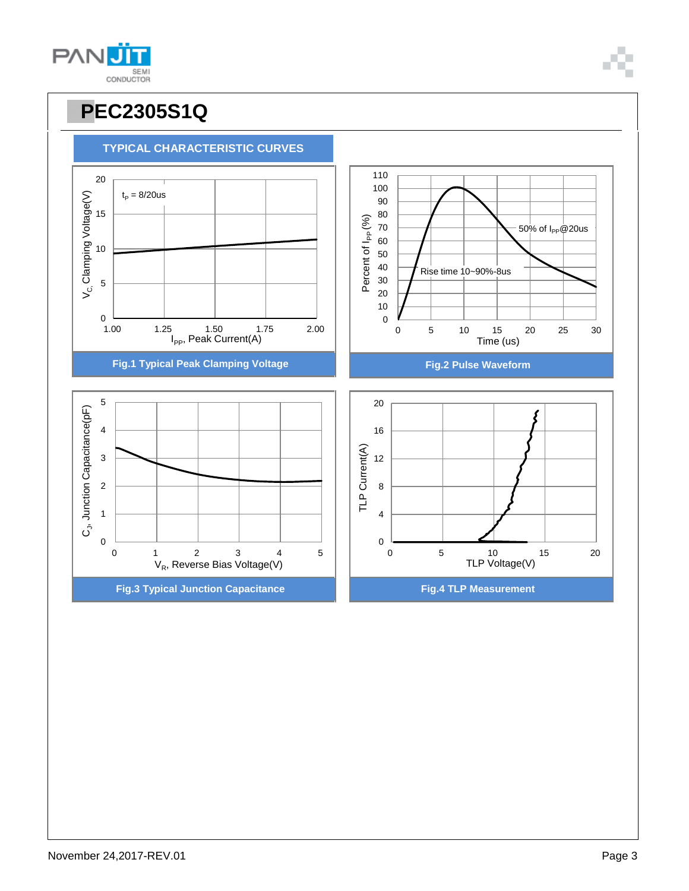# PEC2305S1Q

## TYPICAL CHARACTERISTIC CURVES

$t_P$ = 8/20us

$V_C$, Clamping Voltage(V)

$I_{PP}$, Peak Current(A)

Fig.1 Typical Peak Clamping Voltage

50% of $I_{PP}$@20us

Rise time 10~90%-8us

Percent of $I_{PP}$ (%)

Time (us)

Fig.2 Pulse Waveform

$C_J$, Junction Capacitance(pF)

$V_R$, Reverse Bias Voltage(V)

Fig.3 Typical Junction Capacitance

TLP Current(A)

TLP Voltage(V)

Fig.4 TLP Measurement

November 24,2017-REV.01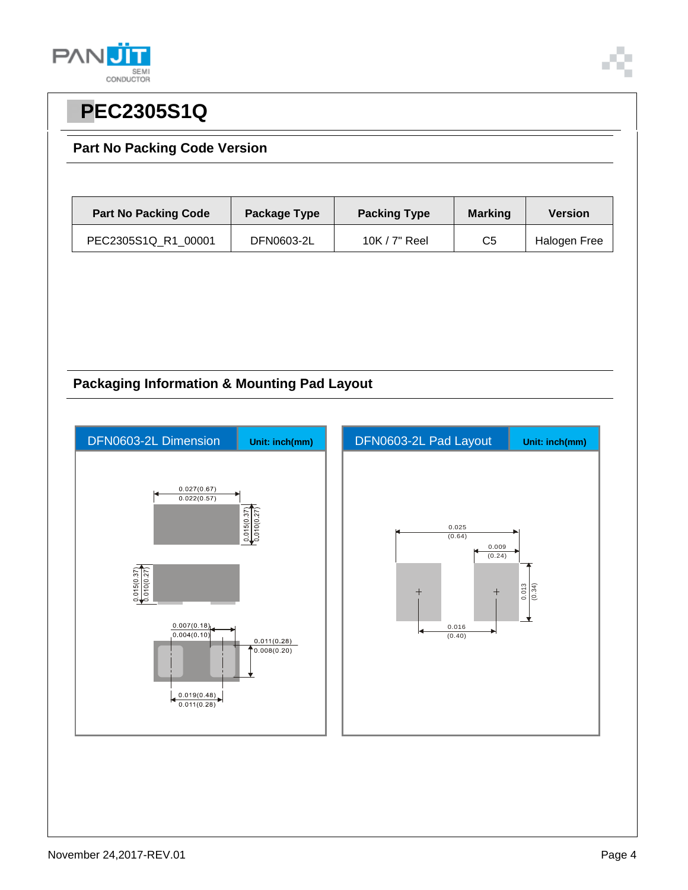# PEC2305S1Q

## Part No Packing Code Version

| Part No Packing Code | Package Type | Packing Type | Marking | Version |
|---|---|---|---|---|
| PEC2305S1Q_R1_00001 | DFN0603-2L | 10K / 7" Reel | C5 | Halogen Free |

## Packaging Information & Mounting Pad Layout

**DFN0603-2L Dimension** — Unit: inch(mm)

0.027(0.67)
0.022(0.57)
0.015(0.37)
0.010(0.27)
0.015(0.37)
0.010(0.27)
0.007(0.18)
0.004(0.10)
0.011(0.28)
0.008(0.20)
0.019(0.48)
0.011(0.28)

**DFN0603-2L Pad Layout** — Unit: inch(mm)

0.025
(0.64)
0.009
(0.24)
0.013
(0.34)
0.016
(0.40)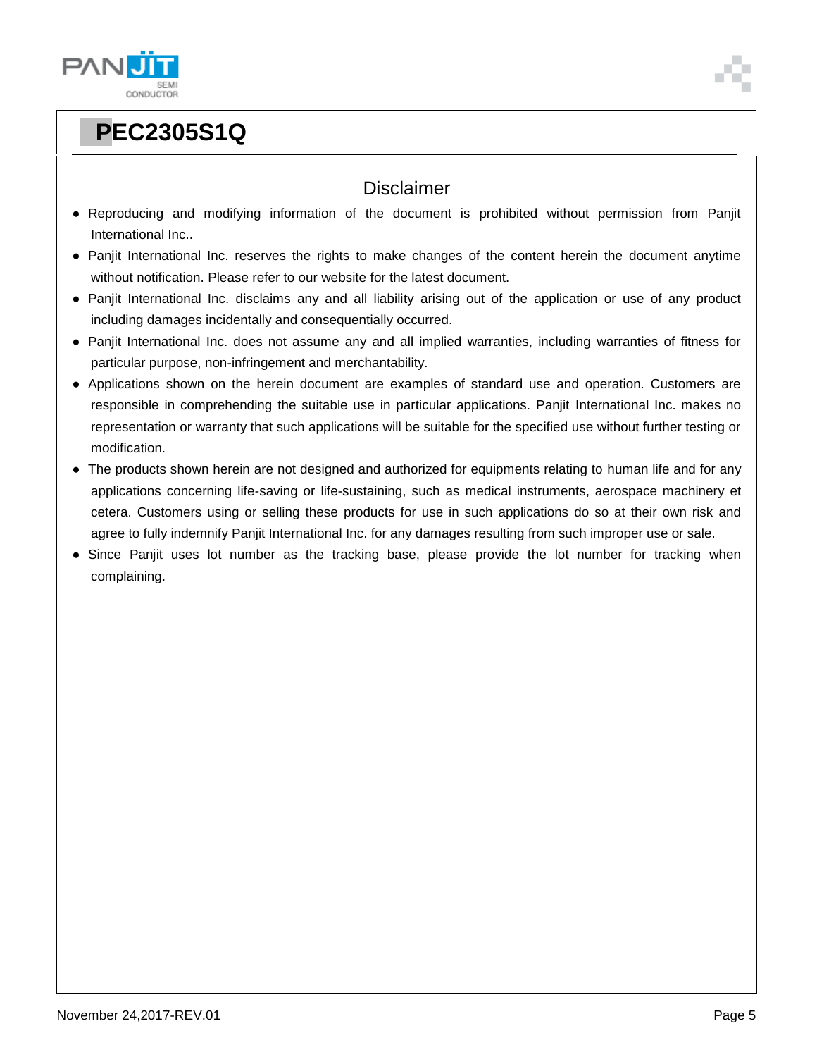# PEC2305S1Q

## Disclaimer

- Reproducing and modifying information of the document is prohibited without permission from Panjit International Inc..
- Panjit International Inc. reserves the rights to make changes of the content herein the document anytime without notification. Please refer to our website for the latest document.
- Panjit International Inc. disclaims any and all liability arising out of the application or use of any product including damages incidentally and consequentially occurred.
- Panjit International Inc. does not assume any and all implied warranties, including warranties of fitness for particular purpose, non-infringement and merchantability.
- Applications shown on the herein document are examples of standard use and operation. Customers are responsible in comprehending the suitable use in particular applications. Panjit International Inc. makes no representation or warranty that such applications will be suitable for the specified use without further testing or modification.
- The products shown herein are not designed and authorized for equipments relating to human life and for any applications concerning life-saving or life-sustaining, such as medical instruments, aerospace machinery et cetera. Customers using or selling these products for use in such applications do so at their own risk and agree to fully indemnify Panjit International Inc. for any damages resulting from such improper use or sale.
- Since Panjit uses lot number as the tracking base, please provide the lot number for tracking when complaining.

November 24,2017-REV.01